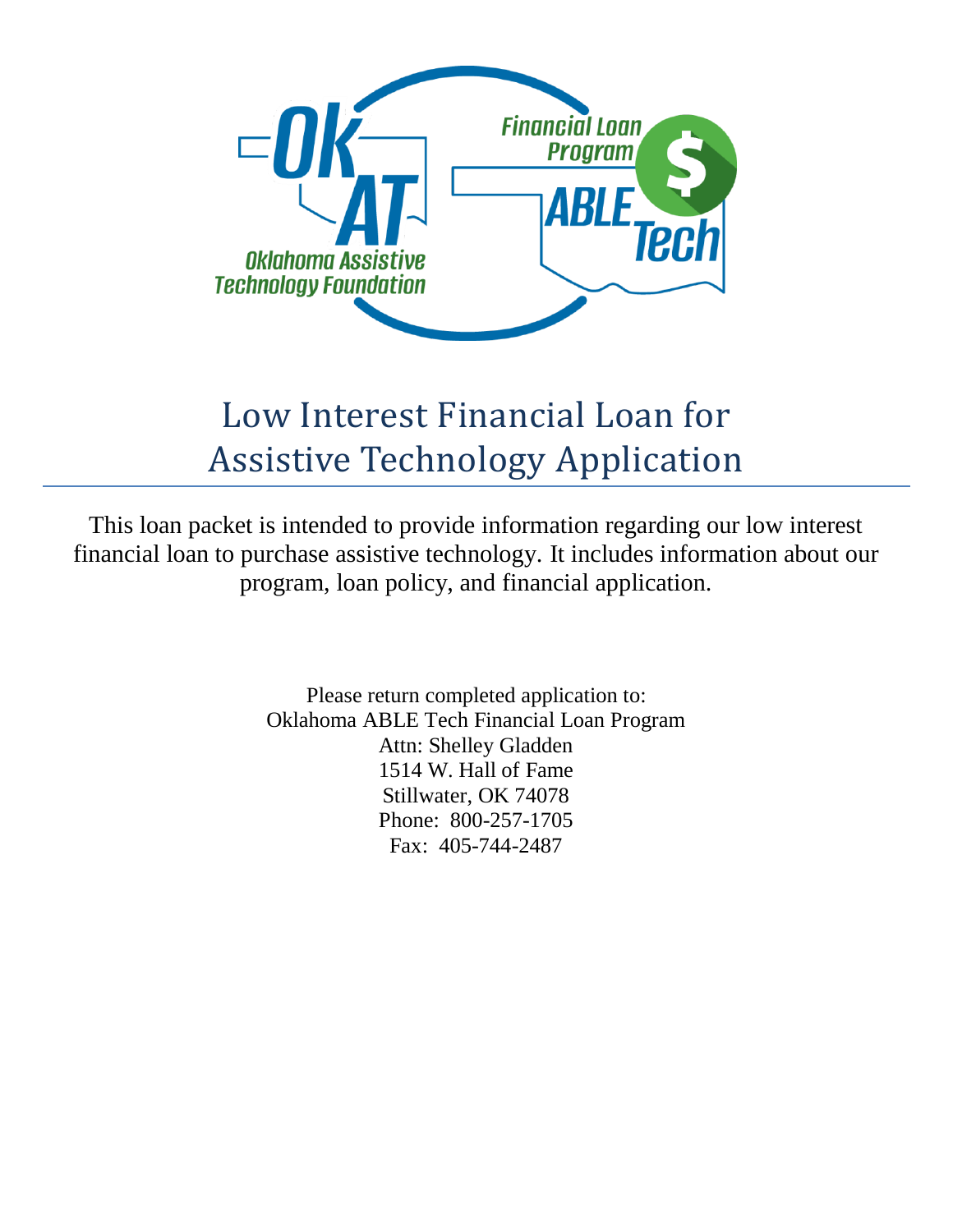# Low Interest Financial Loan for Assistive Technology Application

This loan packet is intended to provide information regarding our low interest financial loan to purchase assistive technology. It includes information about our program, loan policy, and financial application.

Please return completed application to:
Oklahoma ABLE Tech Financial Loan Program
Attn: Shelley Gladden
1514 W. Hall of Fame
Stillwater, OK 74078
Phone: 800-257-1705
Fax: 405-744-2487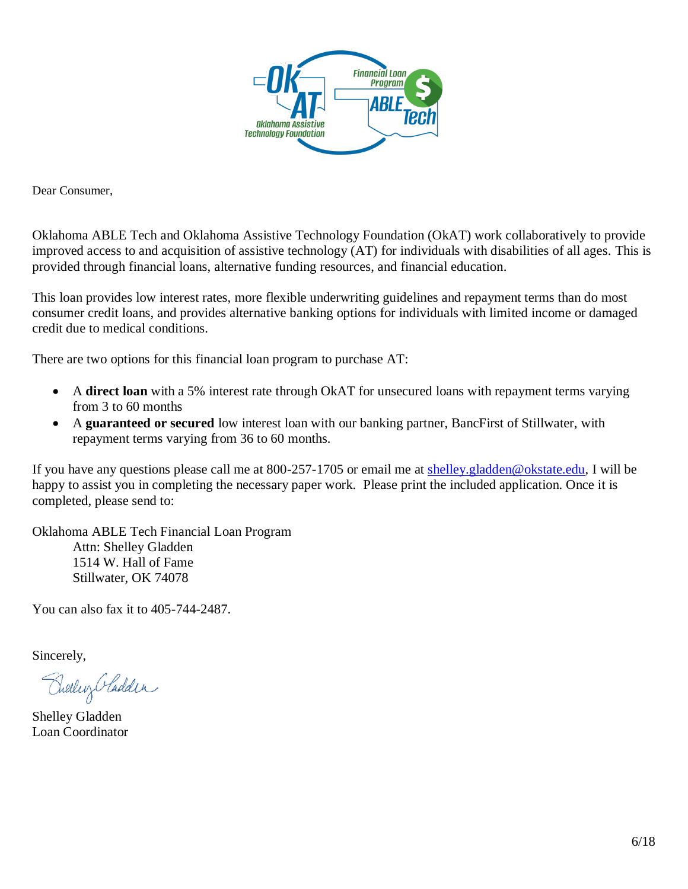Dear Consumer,

Oklahoma ABLE Tech and Oklahoma Assistive Technology Foundation (OkAT) work collaboratively to provide improved access to and acquisition of assistive technology (AT) for individuals with disabilities of all ages. This is provided through financial loans, alternative funding resources, and financial education.

This loan provides low interest rates, more flexible underwriting guidelines and repayment terms than do most consumer credit loans, and provides alternative banking options for individuals with limited income or damaged credit due to medical conditions.

There are two options for this financial loan program to purchase AT:

- A **direct loan** with a 5% interest rate through OkAT for unsecured loans with repayment terms varying from 3 to 60 months
- A **guaranteed or secured** low interest loan with our banking partner, BancFirst of Stillwater, with repayment terms varying from 36 to 60 months.

If you have any questions please call me at 800-257-1705 or email me at shelley.gladden@okstate.edu, I will be happy to assist you in completing the necessary paper work. Please print the included application. Once it is completed, please send to:

Oklahoma ABLE Tech Financial Loan Program
Attn: Shelley Gladden
1514 W. Hall of Fame
Stillwater, OK 74078

You can also fax it to 405-744-2487.

Sincerely,

Shelley Gladden
Loan Coordinator

6/18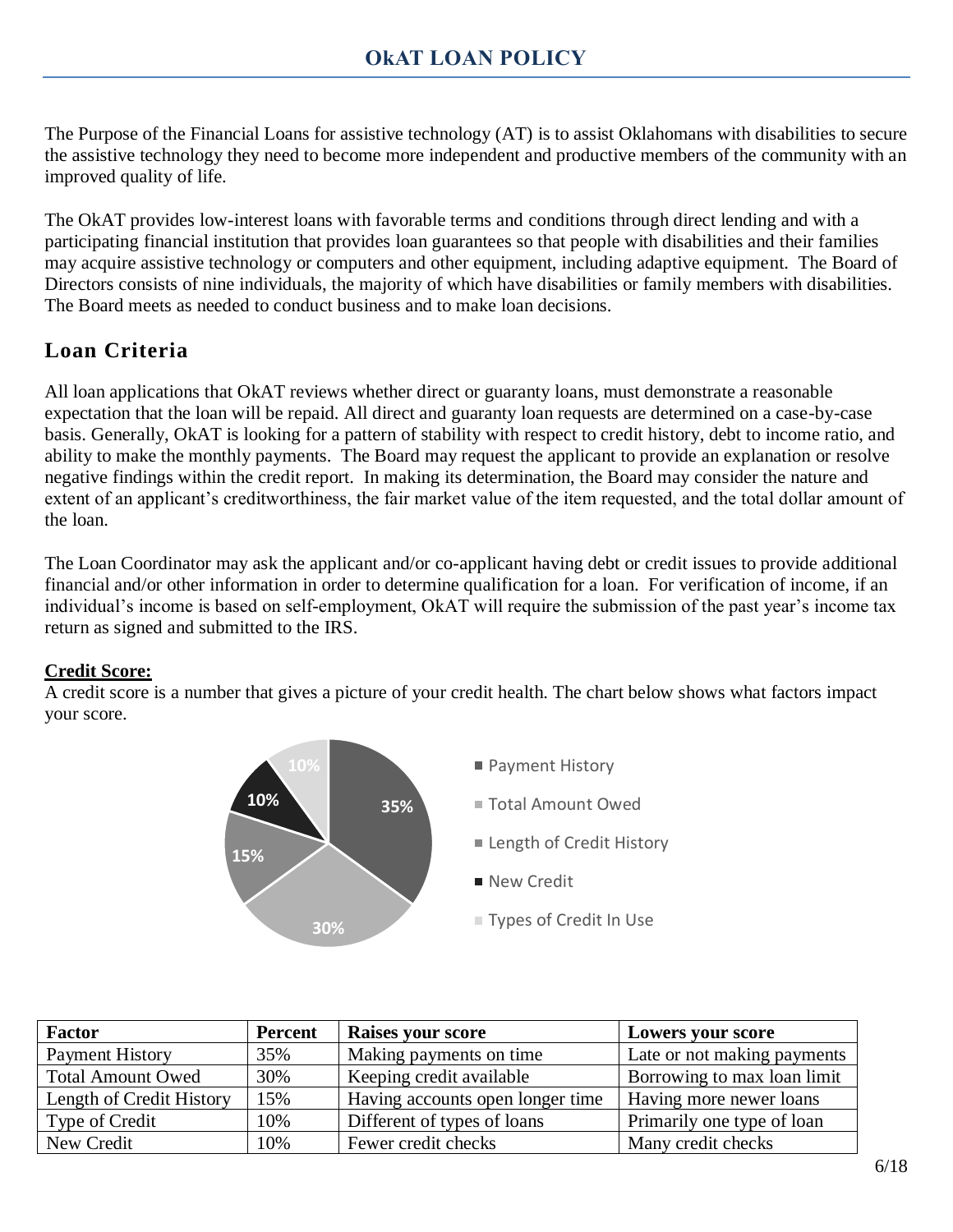# OkAT LOAN POLICY

The Purpose of the Financial Loans for assistive technology (AT) is to assist Oklahomans with disabilities to secure the assistive technology they need to become more independent and productive members of the community with an improved quality of life.

The OkAT provides low-interest loans with favorable terms and conditions through direct lending and with a participating financial institution that provides loan guarantees so that people with disabilities and their families may acquire assistive technology or computers and other equipment, including adaptive equipment. The Board of Directors consists of nine individuals, the majority of which have disabilities or family members with disabilities. The Board meets as needed to conduct business and to make loan decisions.

## Loan Criteria

All loan applications that OkAT reviews whether direct or guaranty loans, must demonstrate a reasonable expectation that the loan will be repaid. All direct and guaranty loan requests are determined on a case-by-case basis. Generally, OkAT is looking for a pattern of stability with respect to credit history, debt to income ratio, and ability to make the monthly payments. The Board may request the applicant to provide an explanation or resolve negative findings within the credit report. In making its determination, the Board may consider the nature and extent of an applicant's creditworthiness, the fair market value of the item requested, and the total dollar amount of the loan.

The Loan Coordinator may ask the applicant and/or co-applicant having debt or credit issues to provide additional financial and/or other information in order to determine qualification for a loan. For verification of income, if an individual's income is based on self-employment, OkAT will require the submission of the past year's income tax return as signed and submitted to the IRS.

**Credit Score:**

A credit score is a number that gives a picture of your credit health. The chart below shows what factors impact your score.

- Payment History: 35%
- Total Amount Owed: 30%
- Length of Credit History: 15%
- New Credit: 10%
- Types of Credit In Use: 10%

| Factor | Percent | Raises your score | Lowers your score |
|---|---|---|---|
| Payment History | 35% | Making payments on time | Late or not making payments |
| Total Amount Owed | 30% | Keeping credit available | Borrowing to max loan limit |
| Length of Credit History | 15% | Having accounts open longer time | Having more newer loans |
| Type of Credit | 10% | Different of types of loans | Primarily one type of loan |
| New Credit | 10% | Fewer credit checks | Many credit checks |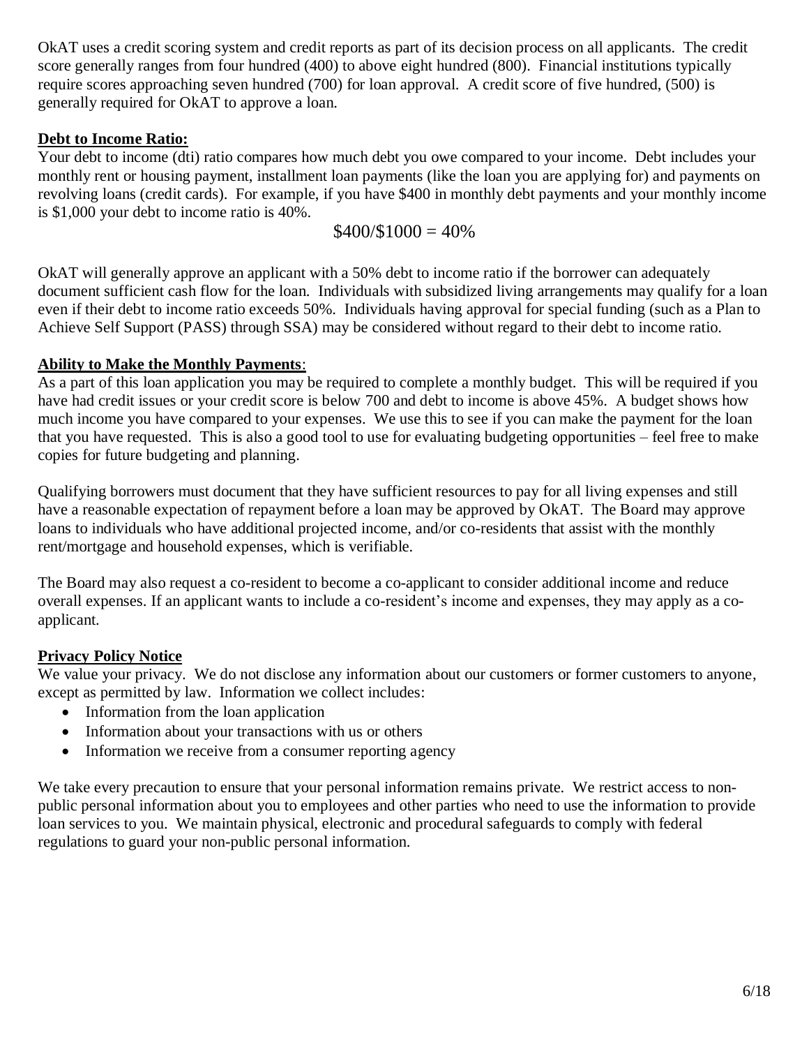OkAT uses a credit scoring system and credit reports as part of its decision process on all applicants. The credit score generally ranges from four hundred (400) to above eight hundred (800). Financial institutions typically require scores approaching seven hundred (700) for loan approval. A credit score of five hundred, (500) is generally required for OkAT to approve a loan.

**Debt to Income Ratio:**

Your debt to income (dti) ratio compares how much debt you owe compared to your income. Debt includes your monthly rent or housing payment, installment loan payments (like the loan you are applying for) and payments on revolving loans (credit cards). For example, if you have $400 in monthly debt payments and your monthly income is $1,000 your debt to income ratio is 40%.

$$\$400/\$1000 = 40\%$$

OkAT will generally approve an applicant with a 50% debt to income ratio if the borrower can adequately document sufficient cash flow for the loan. Individuals with subsidized living arrangements may qualify for a loan even if their debt to income ratio exceeds 50%. Individuals having approval for special funding (such as a Plan to Achieve Self Support (PASS) through SSA) may be considered without regard to their debt to income ratio.

**Ability to Make the Monthly Payments**:

As a part of this loan application you may be required to complete a monthly budget. This will be required if you have had credit issues or your credit score is below 700 and debt to income is above 45%. A budget shows how much income you have compared to your expenses. We use this to see if you can make the payment for the loan that you have requested. This is also a good tool to use for evaluating budgeting opportunities – feel free to make copies for future budgeting and planning.

Qualifying borrowers must document that they have sufficient resources to pay for all living expenses and still have a reasonable expectation of repayment before a loan may be approved by OkAT. The Board may approve loans to individuals who have additional projected income, and/or co-residents that assist with the monthly rent/mortgage and household expenses, which is verifiable.

The Board may also request a co-resident to become a co-applicant to consider additional income and reduce overall expenses. If an applicant wants to include a co-resident's income and expenses, they may apply as a co-applicant.

**Privacy Policy Notice**

We value your privacy. We do not disclose any information about our customers or former customers to anyone, except as permitted by law. Information we collect includes:

- Information from the loan application
- Information about your transactions with us or others
- Information we receive from a consumer reporting agency

We take every precaution to ensure that your personal information remains private. We restrict access to non-public personal information about you to employees and other parties who need to use the information to provide loan services to you. We maintain physical, electronic and procedural safeguards to comply with federal regulations to guard your non-public personal information.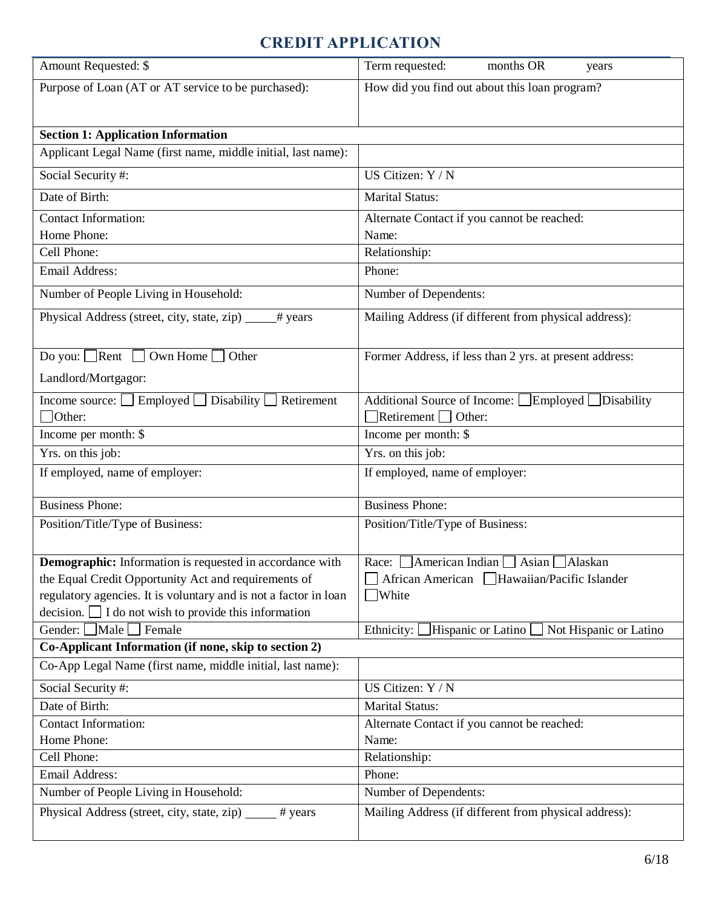# CREDIT APPLICATION

| Amount Requested: $ | Term requested: months OR years |
|---|---|
| Purpose of Loan (AT or AT service to be purchased): | How did you find out about this loan program? |
| **Section 1: Application Information** | |
| Applicant Legal Name (first name, middle initial, last name): | |
| Social Security #: | US Citizen: Y / N |
| Date of Birth: | Marital Status: |
| Contact Information:<br>Home Phone: | Alternate Contact if you cannot be reached:<br>Name: |
| Cell Phone: | Relationship: |
| Email Address: | Phone: |
| Number of People Living in Household: | Number of Dependents: |
| Physical Address (street, city, state, zip) _____# years | Mailing Address (if different from physical address): |
| Do you: ☐ Rent ☐ Own Home ☐ Other<br>Landlord/Mortgagor: | Former Address, if less than 2 yrs. at present address: |
| Income source: ☐ Employed ☐ Disability ☐ Retirement ☐ Other: | Additional Source of Income: ☐ Employed ☐ Disability ☐ Retirement ☐ Other: |
| Income per month: $ | Income per month: $ |
| Yrs. on this job: | Yrs. on this job: |
| If employed, name of employer: | If employed, name of employer: |
| Business Phone: | Business Phone: |
| Position/Title/Type of Business: | Position/Title/Type of Business: |
| **Demographic:** Information is requested in accordance with the Equal Credit Opportunity Act and requirements of regulatory agencies. It is voluntary and is not a factor in loan decision. ☐ I do not wish to provide this information | Race: ☐ American Indian ☐ Asian ☐ Alaskan ☐ African American ☐ Hawaiian/Pacific Islander ☐ White |
| Gender: ☐ Male ☐ Female | Ethnicity: ☐ Hispanic or Latino ☐ Not Hispanic or Latino |
| **Co-Applicant Information (if none, skip to section 2)** | |
| Co-App Legal Name (first name, middle initial, last name): | |
| Social Security #: | US Citizen: Y / N |
| Date of Birth: | Marital Status: |
| Contact Information:<br>Home Phone: | Alternate Contact if you cannot be reached:<br>Name: |
| Cell Phone: | Relationship: |
| Email Address: | Phone: |
| Number of People Living in Household: | Number of Dependents: |
| Physical Address (street, city, state, zip) _____ # years | Mailing Address (if different from physical address): |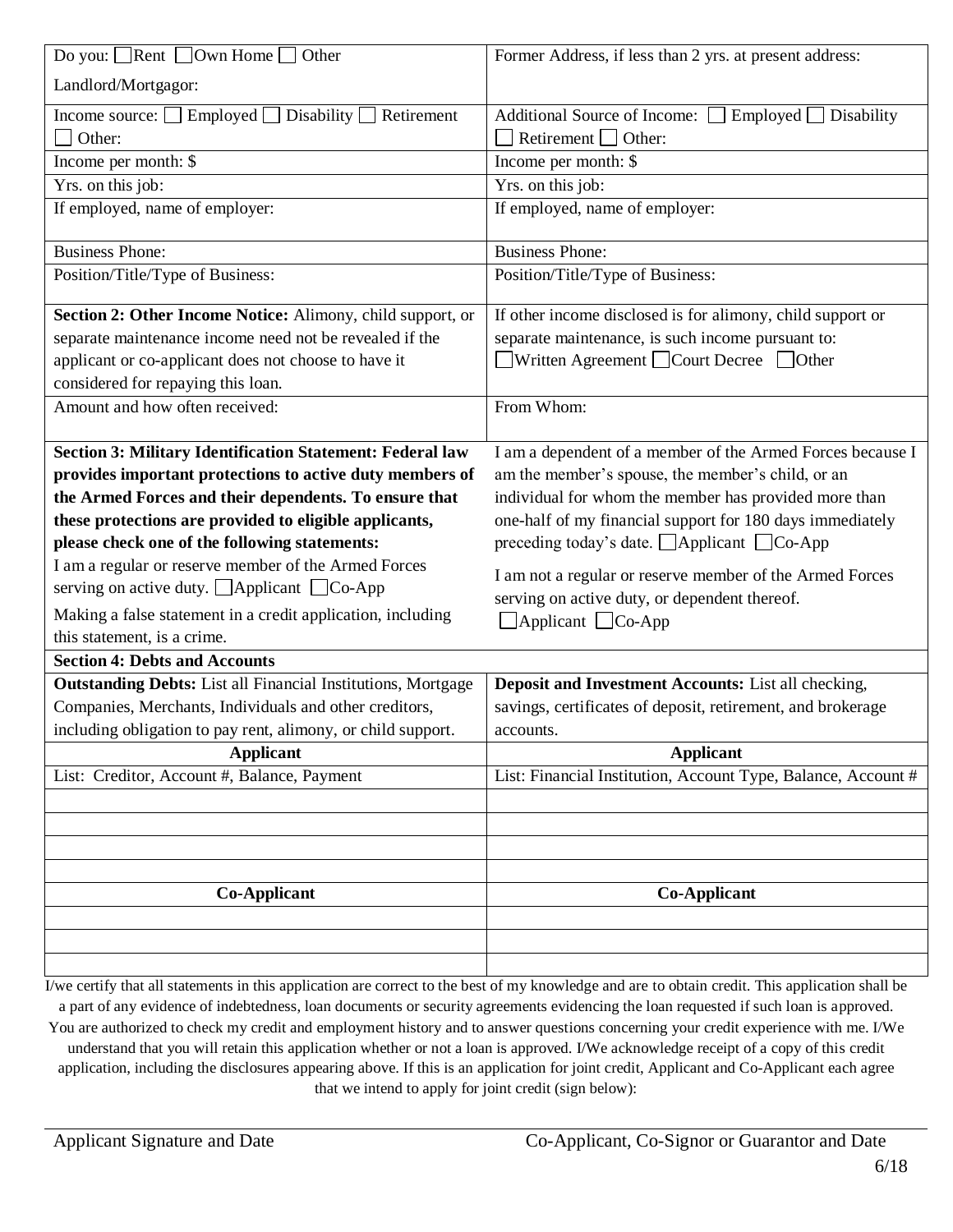| Do you: ☐ Rent ☐ Own Home ☐ Other<br>Landlord/Mortgagor: | Former Address, if less than 2 yrs. at present address: |
|---|---|
| Income source: ☐ Employed ☐ Disability ☐ Retirement ☐ Other: | Additional Source of Income: ☐ Employed ☐ Disability ☐ Retirement ☐ Other: |
| Income per month: $ | Income per month: $ |
| Yrs. on this job: | Yrs. on this job: |
| If employed, name of employer: | If employed, name of employer: |
| Business Phone: | Business Phone: |
| Position/Title/Type of Business: | Position/Title/Type of Business: |
| **Section 2: Other Income Notice:** Alimony, child support, or separate maintenance income need not be revealed if the applicant or co-applicant does not choose to have it considered for repaying this loan. | If other income disclosed is for alimony, child support or separate maintenance, is such income pursuant to:<br>☐ Written Agreement ☐ Court Decree ☐ Other |
| Amount and how often received: | From Whom: |
| **Section 3: Military Identification Statement: Federal law provides important protections to active duty members of the Armed Forces and their dependents. To ensure that these protections are provided to eligible applicants, please check one of the following statements:**<br>I am a regular or reserve member of the Armed Forces serving on active duty. ☐ Applicant ☐ Co-App<br>Making a false statement in a credit application, including this statement, is a crime. | I am a dependent of a member of the Armed Forces because I am the member's spouse, the member's child, or an individual for whom the member has provided more than one-half of my financial support for 180 days immediately preceding today's date. ☐ Applicant ☐ Co-App<br>I am not a regular or reserve member of the Armed Forces serving on active duty, or dependent thereof.<br>☐ Applicant ☐ Co-App |

**Section 4: Debts and Accounts**

| **Outstanding Debts:** List all Financial Institutions, Mortgage Companies, Merchants, Individuals and other creditors, including obligation to pay rent, alimony, or child support. | **Deposit and Investment Accounts:** List all checking, savings, certificates of deposit, retirement, and brokerage accounts. |
|---|---|
| **Applicant** | **Applicant** |
| List: Creditor, Account #, Balance, Payment | List: Financial Institution, Account Type, Balance, Account # |
| | |
| | |
| | |
| | |
| **Co-Applicant** | **Co-Applicant** |
| | |
| | |
| | |

I/we certify that all statements in this application are correct to the best of my knowledge and are to obtain credit. This application shall be a part of any evidence of indebtedness, loan documents or security agreements evidencing the loan requested if such loan is approved. You are authorized to check my credit and employment history and to answer questions concerning your credit experience with me. I/We understand that you will retain this application whether or not a loan is approved. I/We acknowledge receipt of a copy of this credit application, including the disclosures appearing above. If this is an application for joint credit, Applicant and Co-Applicant each agree that we intend to apply for joint credit (sign below):

Applicant Signature and Date

Co-Applicant, Co-Signor or Guarantor and Date

6/18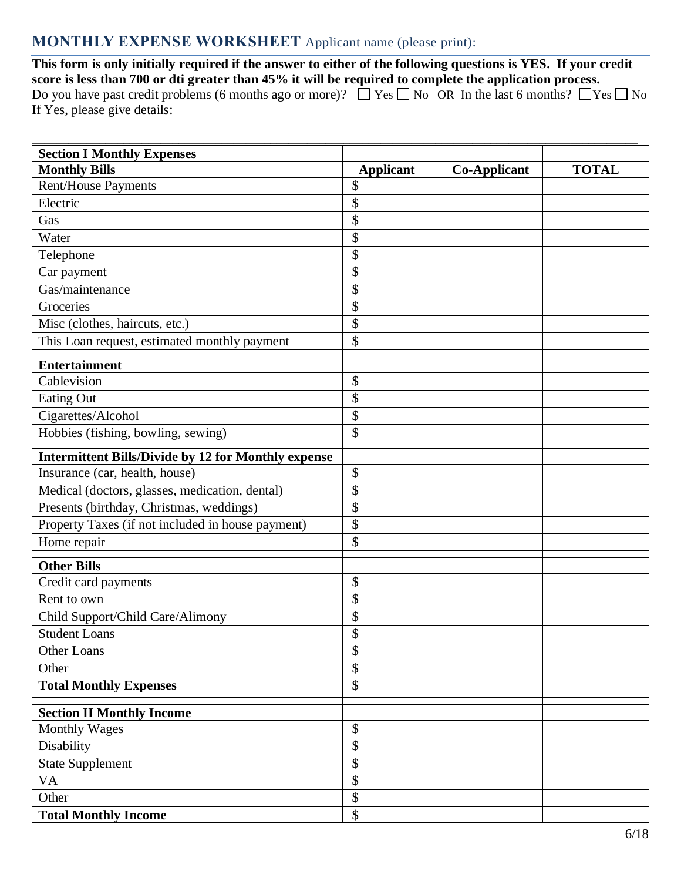## MONTHLY EXPENSE WORKSHEET Applicant name (please print):

**This form is only initially required if the answer to either of the following questions is YES. If your credit score is less than 700 or dti greater than 45% it will be required to complete the application process.**

Do you have past credit problems (6 months ago or more)? ☐ Yes ☐ No OR In the last 6 months? ☐ Yes ☐ No

If Yes, please give details:

______________________________________________________________________________

| **Section I Monthly Expenses** | | | |
|---|---|---|---|
| **Monthly Bills** | **Applicant** | **Co-Applicant** | **TOTAL** |
| Rent/House Payments | $ | | |
| Electric | $ | | |
| Gas | $ | | |
| Water | $ | | |
| Telephone | $ | | |
| Car payment | $ | | |
| Gas/maintenance | $ | | |
| Groceries | $ | | |
| Misc (clothes, haircuts, etc.) | $ | | |
| This Loan request, estimated monthly payment | $ | | |
| **Entertainment** | | | |
| Cablevision | $ | | |
| Eating Out | $ | | |
| Cigarettes/Alcohol | $ | | |
| Hobbies (fishing, bowling, sewing) | $ | | |
| **Intermittent Bills/Divide by 12 for Monthly expense** | | | |
| Insurance (car, health, house) | $ | | |
| Medical (doctors, glasses, medication, dental) | $ | | |
| Presents (birthday, Christmas, weddings) | $ | | |
| Property Taxes (if not included in house payment) | $ | | |
| Home repair | $ | | |
| **Other Bills** | | | |
| Credit card payments | $ | | |
| Rent to own | $ | | |
| Child Support/Child Care/Alimony | $ | | |
| Student Loans | $ | | |
| Other Loans | $ | | |
| Other | $ | | |
| **Total Monthly Expenses** | $ | | |
| **Section II Monthly Income** | | | |
| Monthly Wages | $ | | |
| Disability | $ | | |
| State Supplement | $ | | |
| VA | $ | | |
| Other | $ | | |
| **Total Monthly Income** | $ | | |

6/18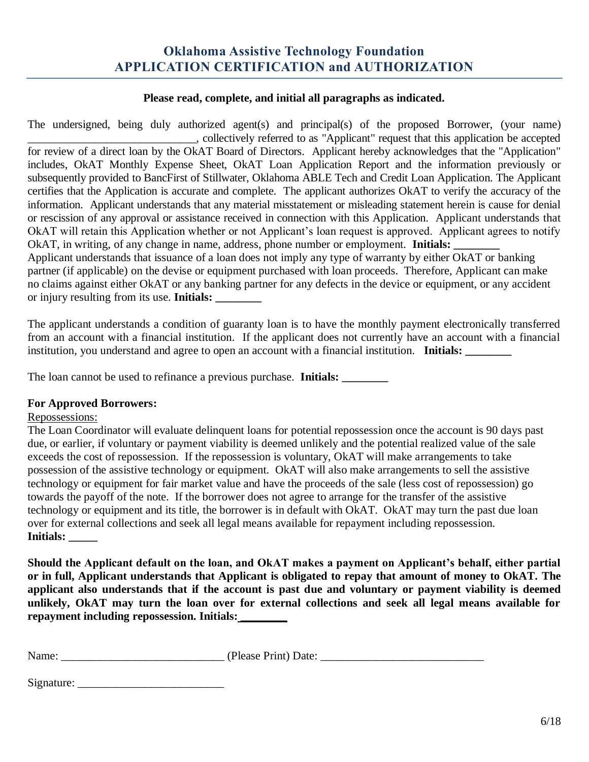# Oklahoma Assistive Technology Foundation
# APPLICATION CERTIFICATION and AUTHORIZATION

**Please read, complete, and initial all paragraphs as indicated.**

The undersigned, being duly authorized agent(s) and principal(s) of the proposed Borrower, (your name) ____________________________, collectively referred to as "Applicant" request that this application be accepted for review of a direct loan by the OkAT Board of Directors. Applicant hereby acknowledges that the "Application" includes, OkAT Monthly Expense Sheet, OkAT Loan Application Report and the information previously or subsequently provided to BancFirst of Stillwater, Oklahoma ABLE Tech and Credit Loan Application. The Applicant certifies that the Application is accurate and complete. The applicant authorizes OkAT to verify the accuracy of the information. Applicant understands that any material misstatement or misleading statement herein is cause for denial or rescission of any approval or assistance received in connection with this Application. Applicant understands that OkAT will retain this Application whether or not Applicant's loan request is approved. Applicant agrees to notify OkAT, in writing, of any change in name, address, phone number or employment. **Initials: ________**
Applicant understands that issuance of a loan does not imply any type of warranty by either OkAT or banking partner (if applicable) on the devise or equipment purchased with loan proceeds. Therefore, Applicant can make no claims against either OkAT or any banking partner for any defects in the device or equipment, or any accident or injury resulting from its use. **Initials: ________**

The applicant understands a condition of guaranty loan is to have the monthly payment electronically transferred from an account with a financial institution. If the applicant does not currently have an account with a financial institution, you understand and agree to open an account with a financial institution. **Initials: ________**

The loan cannot be used to refinance a previous purchase. **Initials: ________**

**For Approved Borrowers:**

Repossessions:

The Loan Coordinator will evaluate delinquent loans for potential repossession once the account is 90 days past due, or earlier, if voluntary or payment viability is deemed unlikely and the potential realized value of the sale exceeds the cost of repossession. If the repossession is voluntary, OkAT will make arrangements to take possession of the assistive technology or equipment. OkAT will also make arrangements to sell the assistive technology or equipment for fair market value and have the proceeds of the sale (less cost of repossession) go towards the payoff of the note. If the borrower does not agree to arrange for the transfer of the assistive technology or equipment and its title, the borrower is in default with OkAT. OkAT may turn the past due loan over for external collections and seek all legal means available for repayment including repossession.
**Initials: _____**

**Should the Applicant default on the loan, and OkAT makes a payment on Applicant's behalf, either partial or in full, Applicant understands that Applicant is obligated to repay that amount of money to OkAT. The applicant also understands that if the account is past due and voluntary or payment viability is deemed unlikely, OkAT may turn the loan over for external collections and seek all legal means available for repayment including repossession. Initials: ________**

Name: ____________________________ (Please Print) Date: ____________________________

Signature: _________________________

6/18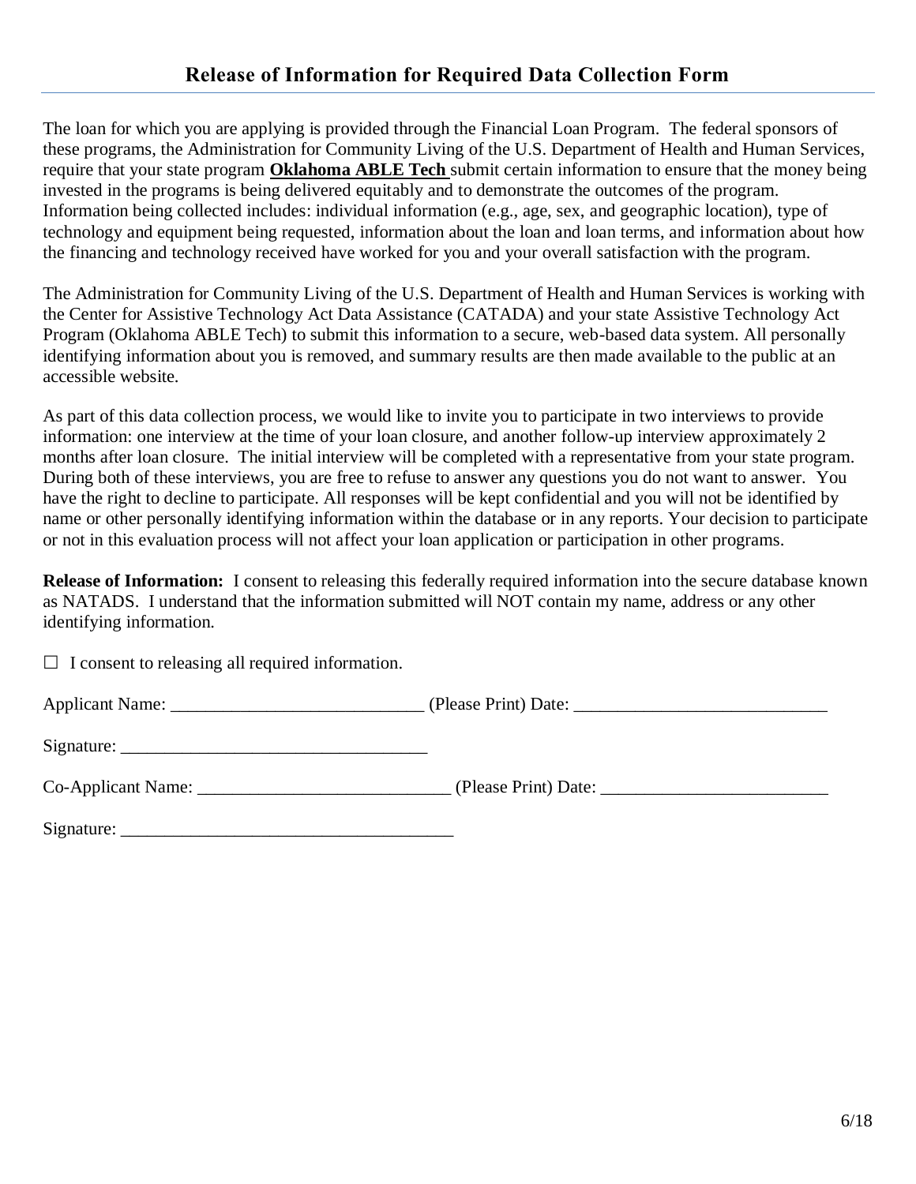## Release of Information for Required Data Collection Form

The loan for which you are applying is provided through the Financial Loan Program. The federal sponsors of these programs, the Administration for Community Living of the U.S. Department of Health and Human Services, require that your state program **Oklahoma ABLE Tech** submit certain information to ensure that the money being invested in the programs is being delivered equitably and to demonstrate the outcomes of the program. Information being collected includes: individual information (e.g., age, sex, and geographic location), type of technology and equipment being requested, information about the loan and loan terms, and information about how the financing and technology received have worked for you and your overall satisfaction with the program.

The Administration for Community Living of the U.S. Department of Health and Human Services is working with the Center for Assistive Technology Act Data Assistance (CATADA) and your state Assistive Technology Act Program (Oklahoma ABLE Tech) to submit this information to a secure, web-based data system. All personally identifying information about you is removed, and summary results are then made available to the public at an accessible website.

As part of this data collection process, we would like to invite you to participate in two interviews to provide information: one interview at the time of your loan closure, and another follow-up interview approximately 2 months after loan closure. The initial interview will be completed with a representative from your state program. During both of these interviews, you are free to refuse to answer any questions you do not want to answer. You have the right to decline to participate. All responses will be kept confidential and you will not be identified by name or other personally identifying information within the database or in any reports. Your decision to participate or not in this evaluation process will not affect your loan application or participation in other programs.

**Release of Information:** I consent to releasing this federally required information into the secure database known as NATADS. I understand that the information submitted will NOT contain my name, address or any other identifying information.

☐ I consent to releasing all required information.

Applicant Name: ____________________________ (Please Print) Date: ____________________________

Signature: __________________________________

Co-Applicant Name: ____________________________ (Please Print) Date: _________________________

Signature: _____________________________________

6/18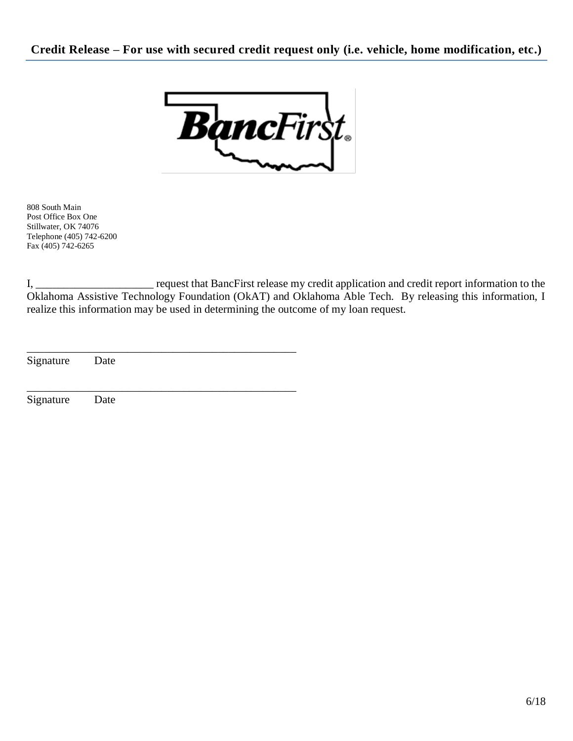## Credit Release – For use with secured credit request only (i.e. vehicle, home modification, etc.)

BancFirst

808 South Main
Post Office Box One
Stillwater, OK 74076
Telephone (405) 742-6200
Fax (405) 742-6265

I, _____________________ request that BancFirst release my credit application and credit report information to the Oklahoma Assistive Technology Foundation (OkAT) and Oklahoma Able Tech. By releasing this information, I realize this information may be used in determining the outcome of my loan request.

_________________________________________________

Signature Date

_________________________________________________

Signature Date

6/18